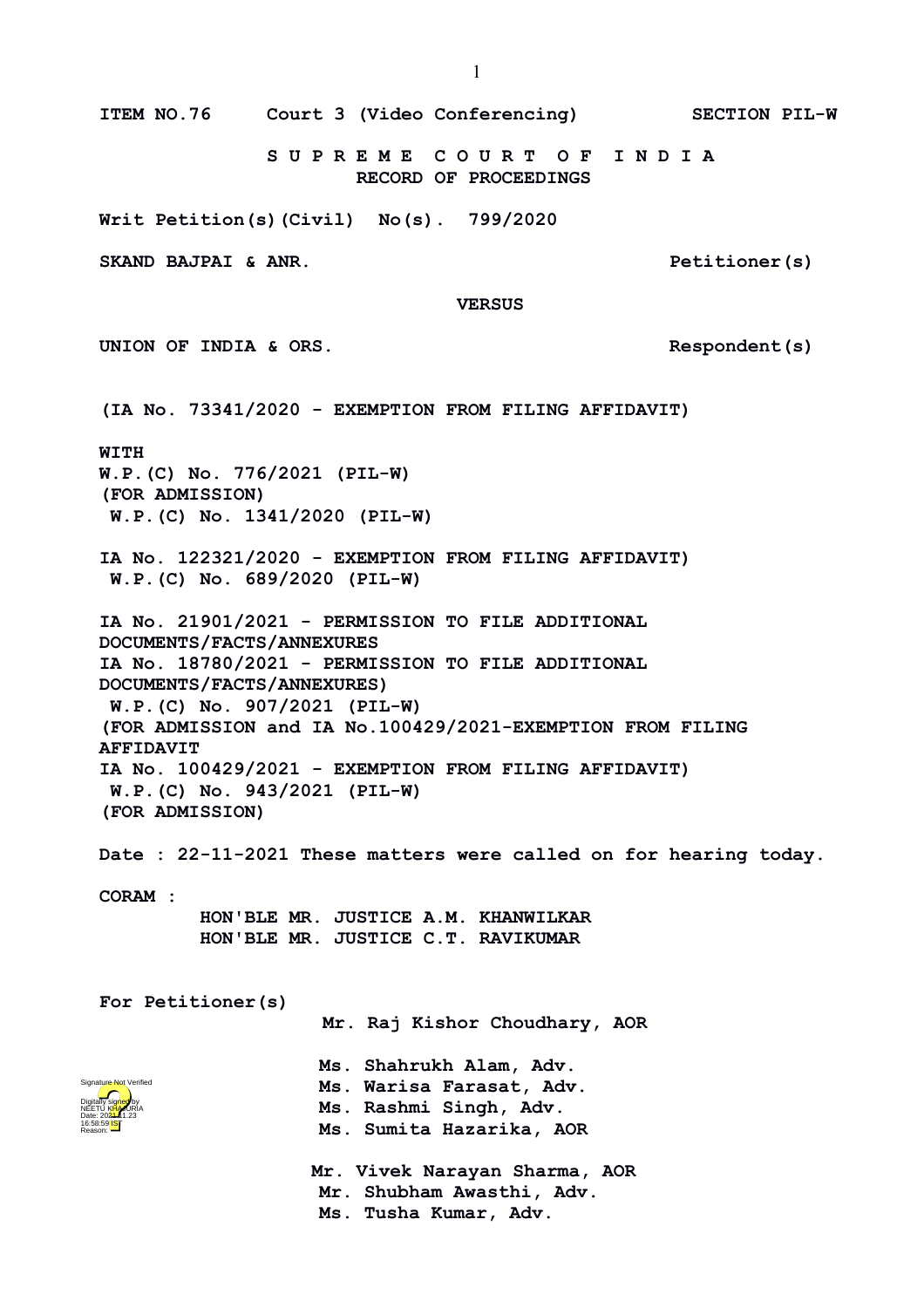ITEM NO.76 Court 3 (Video Conferencing) SECTION PIL-W

**S U P R E M E C O U R T O F I N D I A**
**RECORD OF PROCEEDINGS**

**Writ Petition(s)(Civil) No(s). 799/2020**

**SKAND BAJPAI & ANR. Petitioner(s)**

**VERSUS**

**UNION OF INDIA & ORS. Respondent(s)**

**(IA No. 73341/2020 - EXEMPTION FROM FILING AFFIDAVIT)**

**WITH**
**W.P.(C) No. 776/2021 (PIL-W)**
**(FOR ADMISSION)**
**W.P.(C) No. 1341/2020 (PIL-W)**

**IA No. 122321/2020 - EXEMPTION FROM FILING AFFIDAVIT)**
**W.P.(C) No. 689/2020 (PIL-W)**

**IA No. 21901/2021 - PERMISSION TO FILE ADDITIONAL DOCUMENTS/FACTS/ANNEXURES**
**IA No. 18780/2021 - PERMISSION TO FILE ADDITIONAL DOCUMENTS/FACTS/ANNEXURES)**
**W.P.(C) No. 907/2021 (PIL-W)**
**(FOR ADMISSION and IA No.100429/2021-EXEMPTION FROM FILING AFFIDAVIT**
**IA No. 100429/2021 - EXEMPTION FROM FILING AFFIDAVIT)**
**W.P.(C) No. 943/2021 (PIL-W)**
**(FOR ADMISSION)**

**Date : 22-11-2021 These matters were called on for hearing today.**

**CORAM :**
**HON'BLE MR. JUSTICE A.M. KHANWILKAR**
**HON'BLE MR. JUSTICE C.T. RAVIKUMAR**

**For Petitioner(s)**
Mr. Raj Kishor Choudhary, AOR

Ms. Shahrukh Alam, Adv.
Ms. Warisa Farasat, Adv.
Ms. Rashmi Singh, Adv.
Ms. Sumita Hazarika, AOR

Mr. Vivek Narayan Sharma, AOR
Mr. Shubham Awasthi, Adv.
Ms. Tusha Kumar, Adv.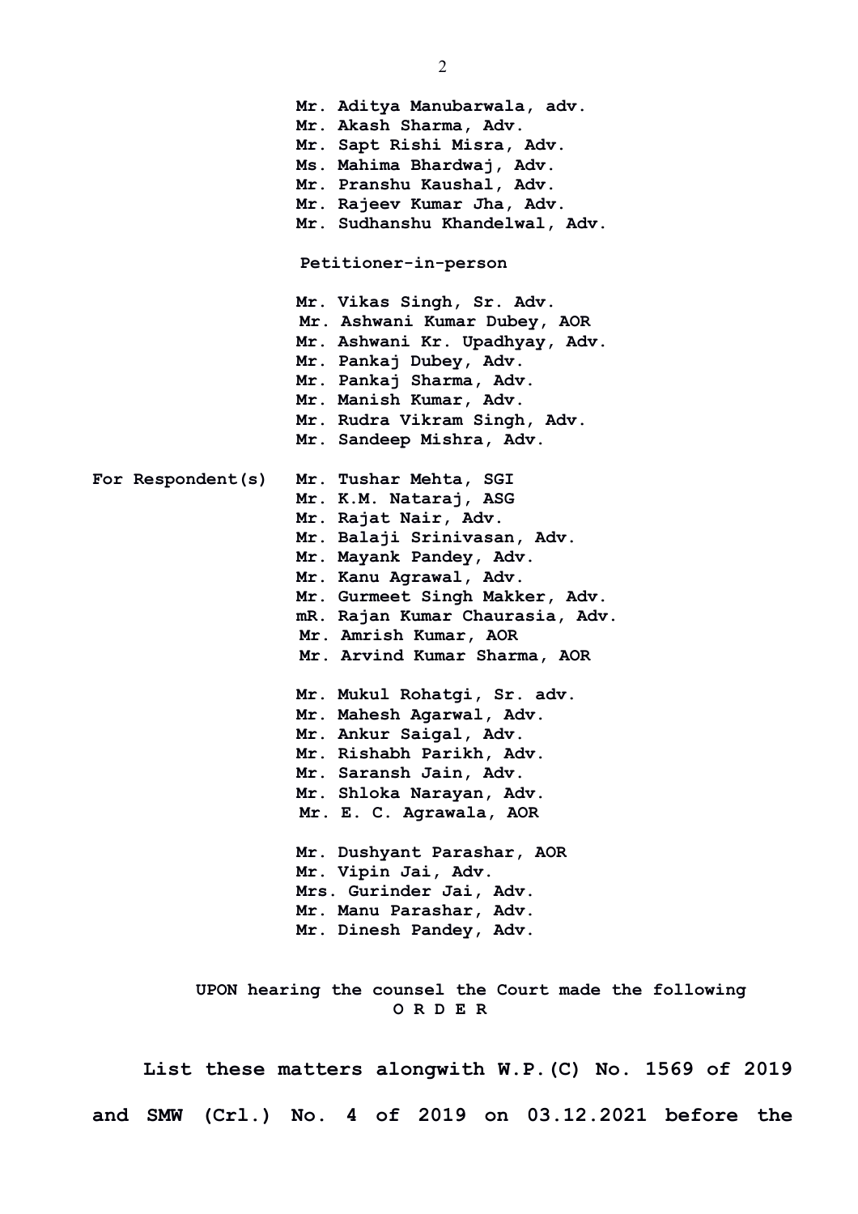Mr. Aditya Manubarwala, adv.
Mr. Akash Sharma, Adv.
Mr. Sapt Rishi Misra, Adv.
Ms. Mahima Bhardwaj, Adv.
Mr. Pranshu Kaushal, Adv.
Mr. Rajeev Kumar Jha, Adv.
Mr. Sudhanshu Khandelwal, Adv.

Petitioner-in-person

Mr. Vikas Singh, Sr. Adv.
Mr. Ashwani Kumar Dubey, AOR
Mr. Ashwani Kr. Upadhyay, Adv.
Mr. Pankaj Dubey, Adv.
Mr. Pankaj Sharma, Adv.
Mr. Manish Kumar, Adv.
Mr. Rudra Vikram Singh, Adv.
Mr. Sandeep Mishra, Adv.

**For Respondent(s)** Mr. Tushar Mehta, SGI
Mr. K.M. Nataraj, ASG
Mr. Rajat Nair, Adv.
Mr. Balaji Srinivasan, Adv.
Mr. Mayank Pandey, Adv.
Mr. Kanu Agrawal, Adv.
Mr. Gurmeet Singh Makker, Adv.
mR. Rajan Kumar Chaurasia, Adv.
Mr. Amrish Kumar, AOR
Mr. Arvind Kumar Sharma, AOR

Mr. Mukul Rohatgi, Sr. adv.
Mr. Mahesh Agarwal, Adv.
Mr. Ankur Saigal, Adv.
Mr. Rishabh Parikh, Adv.
Mr. Saransh Jain, Adv.
Mr. Shloka Narayan, Adv.
Mr. E. C. Agrawala, AOR

Mr. Dushyant Parashar, AOR
Mr. Vipin Jai, Adv.
Mrs. Gurinder Jai, Adv.
Mr. Manu Parashar, Adv.
Mr. Dinesh Pandey, Adv.

UPON hearing the counsel the Court made the following

**O R D E R**

List these matters alongwith W.P.(C) No. 1569 of 2019 and SMW (Crl.) No. 4 of 2019 on 03.12.2021 before the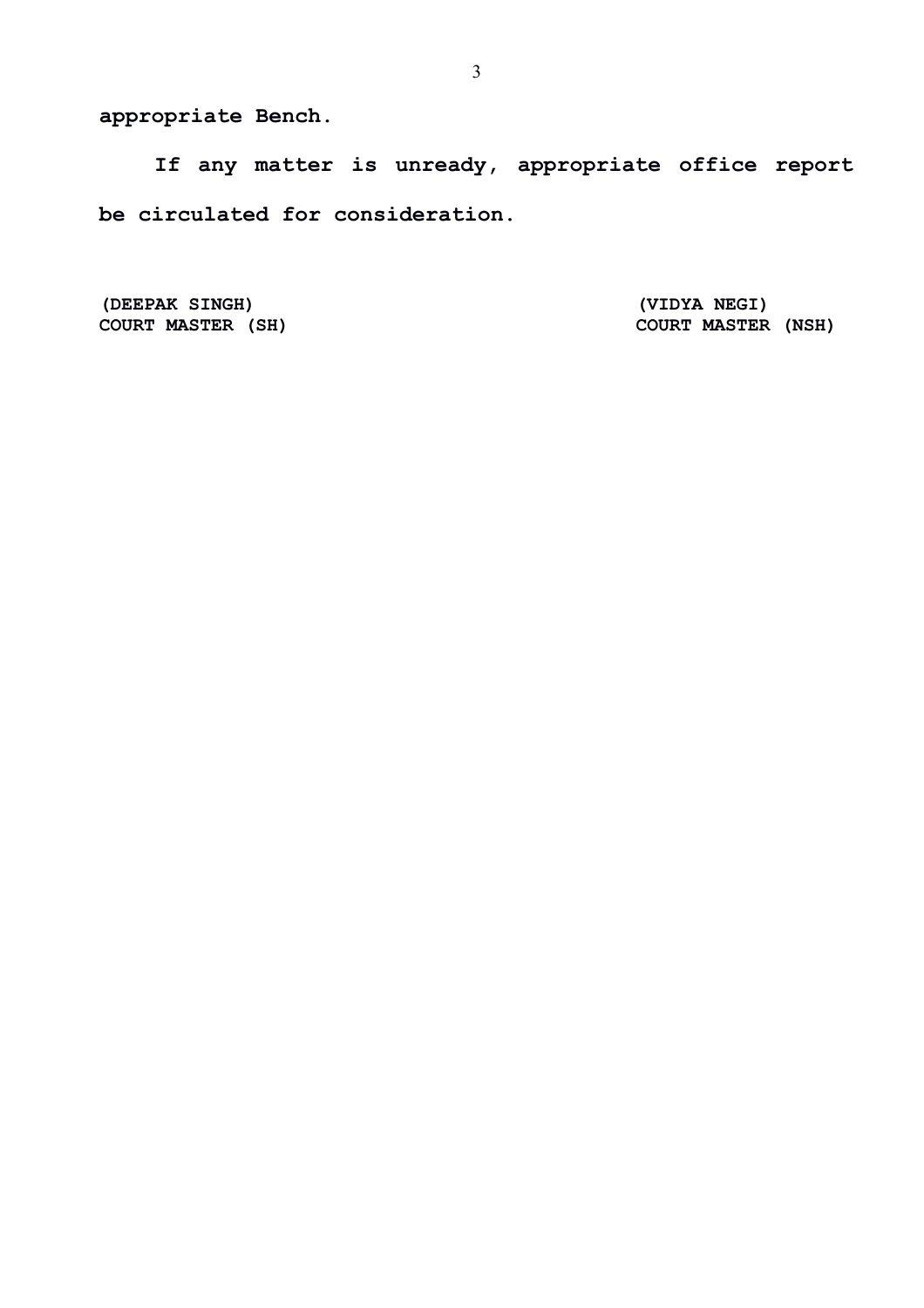**appropriate Bench.**

**If any matter is unready, appropriate office report be circulated for consideration.**

| | |
|---|---|
| **(DEEPAK SINGH)** | **(VIDYA NEGI)** |
| **COURT MASTER (SH)** | **COURT MASTER (NSH)** |